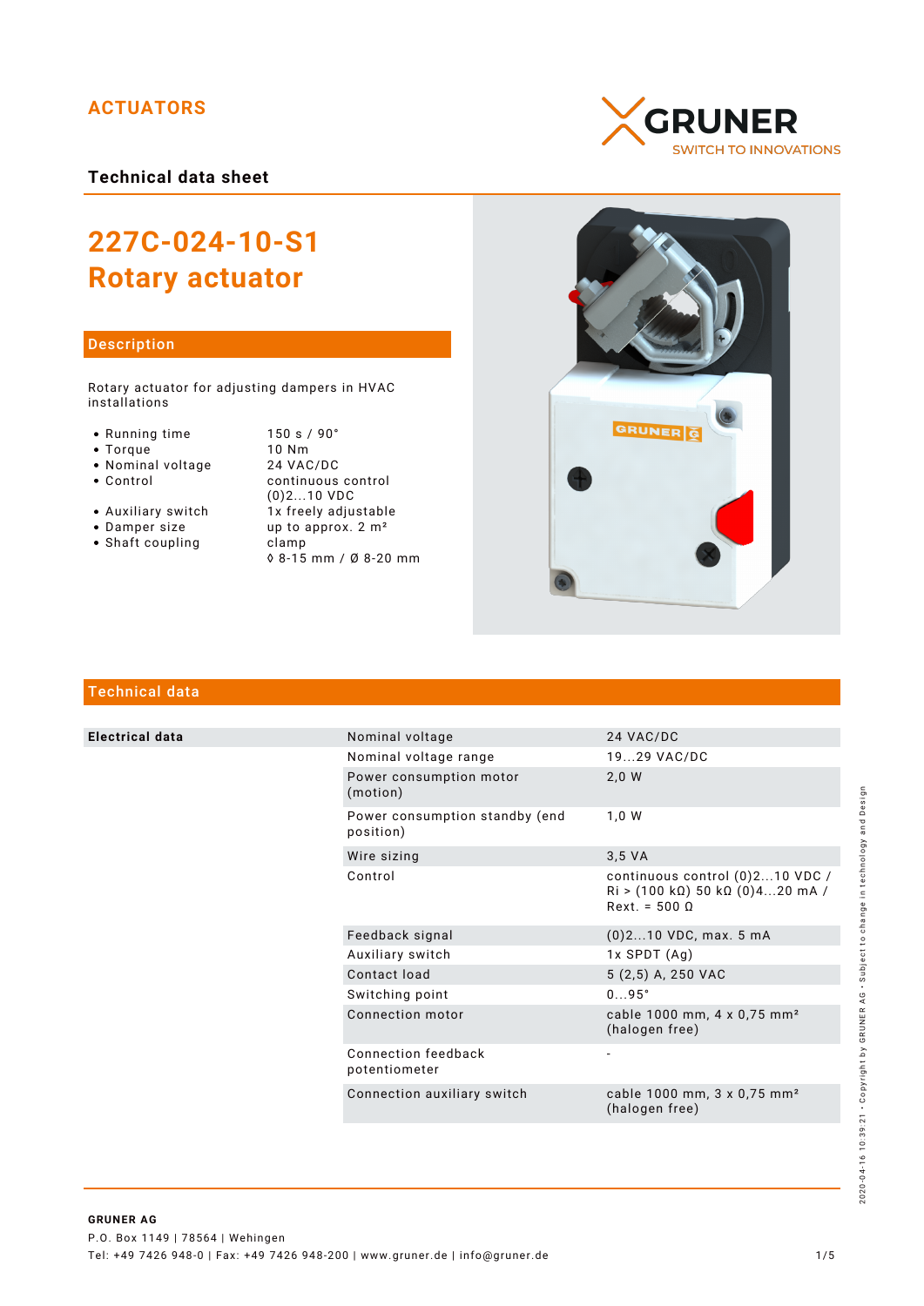ACTUATORS

GRUNER
SWITCH TO INNOVATIONS

**Technical data sheet**

# 227C-024-10-S1
# Rotary actuator

## Description

Rotary actuator for adjusting dampers in HVAC installations

- Running time: 150 s / 90°
- Torque: 10 Nm
- Nominal voltage: 24 VAC/DC
- Control: continuous control (0)2...10 VDC
- Auxiliary switch: 1x freely adjustable
- Damper size: up to approx. 2 m²
- Shaft coupling: clamp ◊ 8-15 mm / Ø 8-20 mm

## Technical data

| | | |
|---|---|---|
| **Electrical data** | Nominal voltage | 24 VAC/DC |
| | Nominal voltage range | 19...29 VAC/DC |
| | Power consumption motor (motion) | 2,0 W |
| | Power consumption standby (end position) | 1,0 W |
| | Wire sizing | 3,5 VA |
| | Control | continuous control (0)2...10 VDC / Ri > (100 kΩ) 50 kΩ (0)4...20 mA / Rext. = 500 Ω |
| | Feedback signal | (0)2...10 VDC, max. 5 mA |
| | Auxiliary switch | 1x SPDT (Ag) |
| | Contact load | 5 (2,5) A, 250 VAC |
| | Switching point | 0...95° |
| | Connection motor | cable 1000 mm, 4 x 0,75 mm² (halogen free) |
| | Connection feedback potentiometer | - |
| | Connection auxiliary switch | cable 1000 mm, 3 x 0,75 mm² (halogen free) |

**GRUNER AG**
P.O. Box 1149 | 78564 | Wehingen
Tel: +49 7426 948-0 | Fax: +49 7426 948-200 | www.gruner.de | info@gruner.de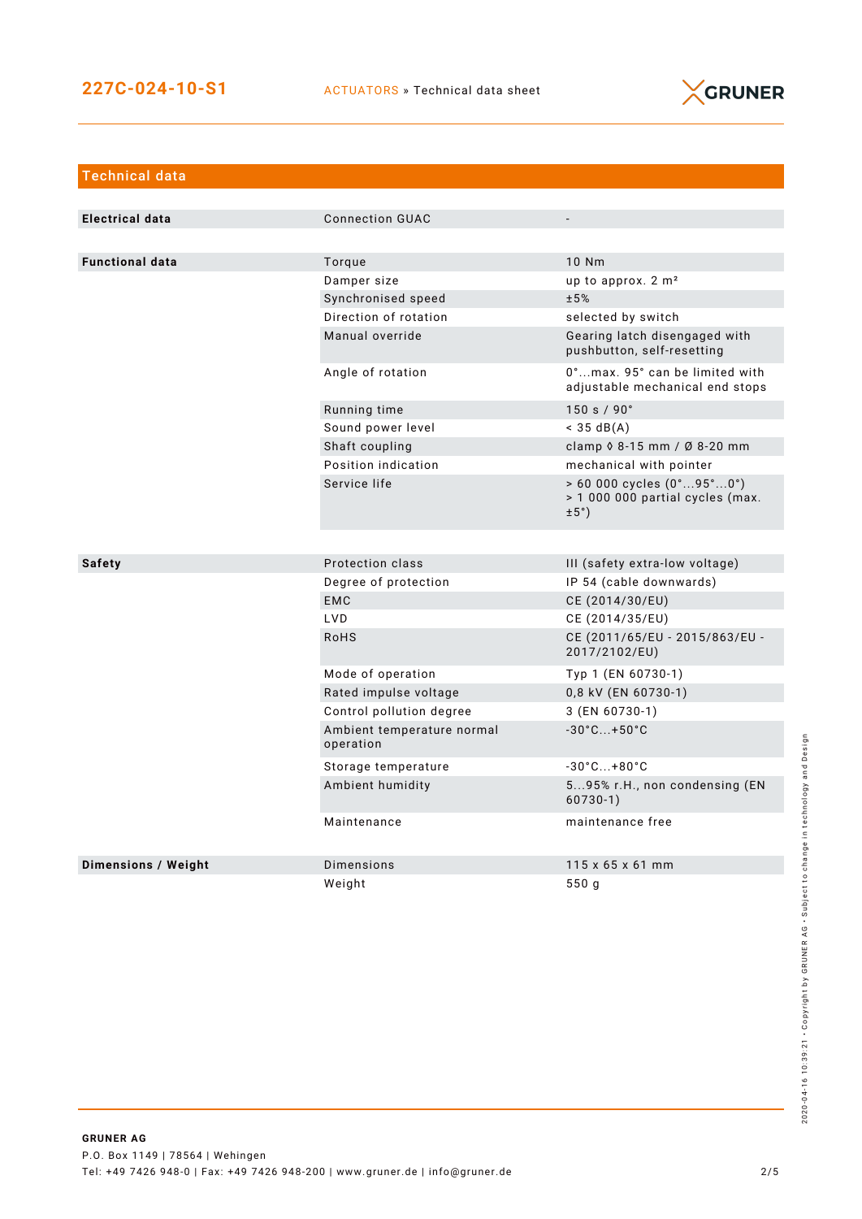## Technical data

| | | |
|---|---|---|
| **Electrical data** | Connection GUAC | - |
| **Functional data** | Torque | 10 Nm |
| | Damper size | up to approx. 2 m² |
| | Synchronised speed | ±5% |
| | Direction of rotation | selected by switch |
| | Manual override | Gearing latch disengaged with pushbutton, self-resetting |
| | Angle of rotation | 0°...max. 95° can be limited with adjustable mechanical end stops |
| | Running time | 150 s / 90° |
| | Sound power level | < 35 dB(A) |
| | Shaft coupling | clamp ◊ 8-15 mm / Ø 8-20 mm |
| | Position indication | mechanical with pointer |
| | Service life | > 60 000 cycles (0°...95°...0°) > 1 000 000 partial cycles (max. ±5°) |
| **Safety** | Protection class | III (safety extra-low voltage) |
| | Degree of protection | IP 54 (cable downwards) |
| | EMC | CE (2014/30/EU) |
| | LVD | CE (2014/35/EU) |
| | RoHS | CE (2011/65/EU - 2015/863/EU - 2017/2102/EU) |
| | Mode of operation | Typ 1 (EN 60730-1) |
| | Rated impulse voltage | 0,8 kV (EN 60730-1) |
| | Control pollution degree | 3 (EN 60730-1) |
| | Ambient temperature normal operation | -30°C...+50°C |
| | Storage temperature | -30°C...+80°C |
| | Ambient humidity | 5...95% r.H., non condensing (EN 60730-1) |
| | Maintenance | maintenance free |
| **Dimensions / Weight** | Dimensions | 115 x 65 x 61 mm |
| | Weight | 550 g |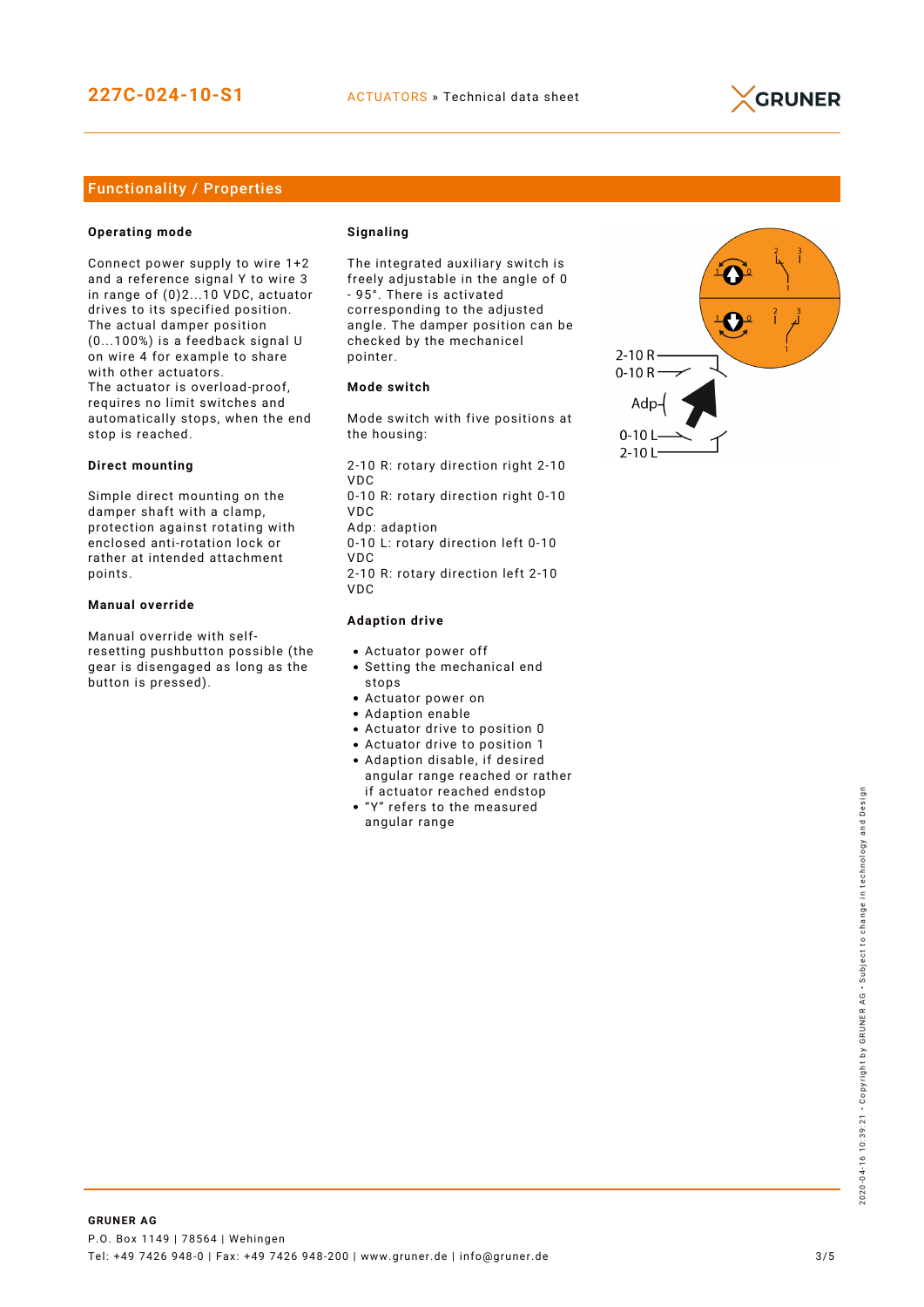## Functionality / Properties

### Operating mode

Connect power supply to wire 1+2 and a reference signal Y to wire 3 in range of (0)2...10 VDC, actuator drives to its specified position. The actual damper position (0...100%) is a feedback signal U on wire 4 for example to share with other actuators.
The actuator is overload-proof, requires no limit switches and automatically stops, when the end stop is reached.

### Direct mounting

Simple direct mounting on the damper shaft with a clamp, protection against rotating with enclosed anti-rotation lock or rather at intended attachment points.

### Manual override

Manual override with self-resetting pushbutton possible (the gear is disengaged as long as the button is pressed).

### Signaling

The integrated auxiliary switch is freely adjustable in the angle of 0 - 95°. There is activated corresponding to the adjusted angle. The damper position can be checked by the mechanicel pointer.

### Mode switch

Mode switch with five positions at the housing:

2-10 R: rotary direction right 2-10 VDC
0-10 R: rotary direction right 0-10 VDC
Adp: adaption
0-10 L: rotary direction left 0-10 VDC
2-10 R: rotary direction left 2-10 VDC

### Adaption drive

- Actuator power off
- Setting the mechanical end stops
- Actuator power on
- Adaption enable
- Actuator drive to position 0
- Actuator drive to position 1
- Adaption disable, if desired angular range reached or rather if actuator reached endstop
- “Y” refers to the measured angular range

2-10 R
0-10 R
Adp
0-10 L
2-10 L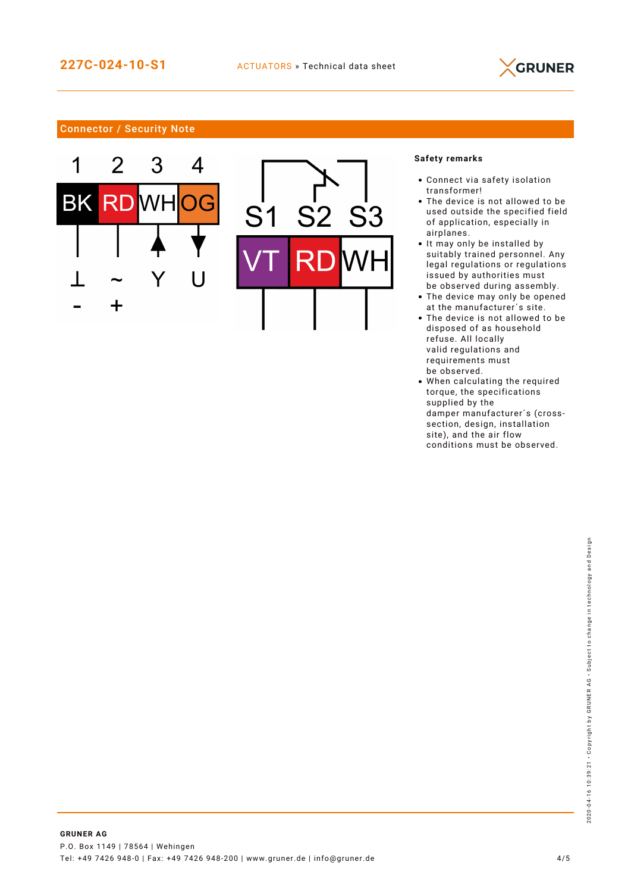## Connector / Security Note

| 1 | 2 | 3 | 4 |
|---|---|---|---|
| BK | RD | WH | OG |
| ⊥ | ~ | Y | U |
| - | + | | |

| S1 | S2 | S3 |
|---|---|---|
| VT | RD | WH |

**Safety remarks**

- Connect via safety isolation transformer!
- The device is not allowed to be used outside the specified field of application, especially in airplanes.
- It may only be installed by suitably trained personnel. Any legal regulations or regulations issued by authorities must be observed during assembly.
- The device may only be opened at the manufacturer´s site.
- The device is not allowed to be disposed of as household refuse. All locally valid regulations and requirements must be observed.
- When calculating the required torque, the specifications supplied by the damper manufacturer´s (cross-section, design, installation site), and the air flow conditions must be observed.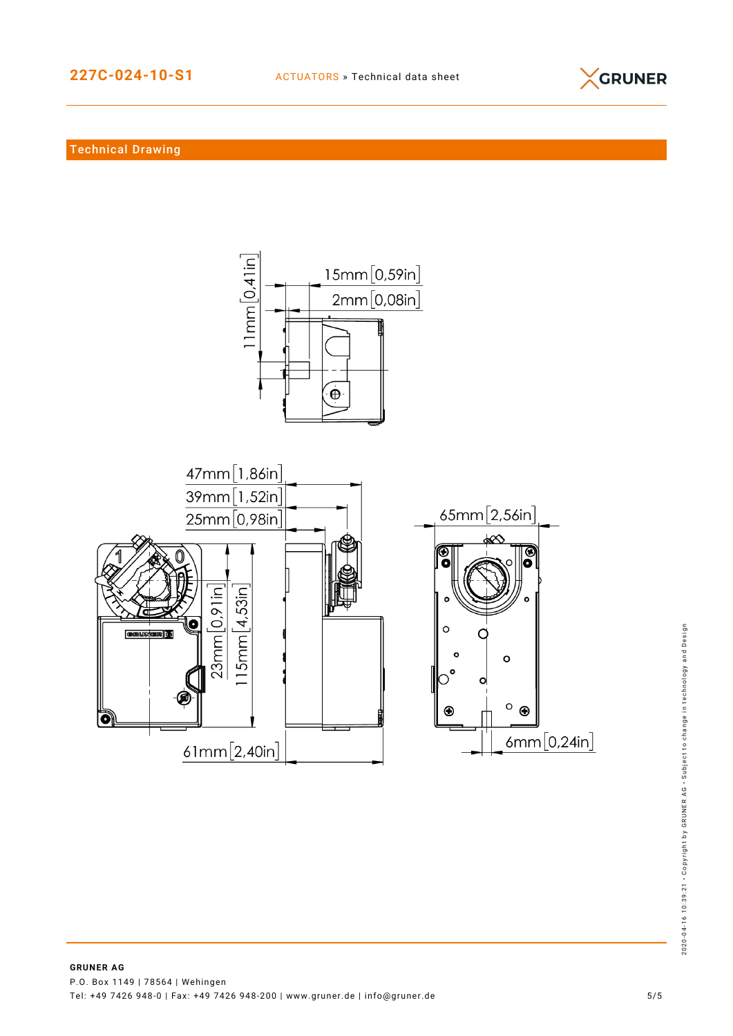## Technical Drawing

15mm [0,59in]
2mm [0,08in]
11mm [0,41in]

47mm [1,86in]
39mm [1,52in]
25mm [0,98in]
23mm [0,91in]
115mm [4,53in]
61mm [2,40in]

65mm [2,56in]
6mm [0,24in]

**GRUNER AG**
P.O. Box 1149 | 78564 | Wehingen
Tel: +49 7426 948-0 | Fax: +49 7426 948-200 | www.gruner.de | info@gruner.de